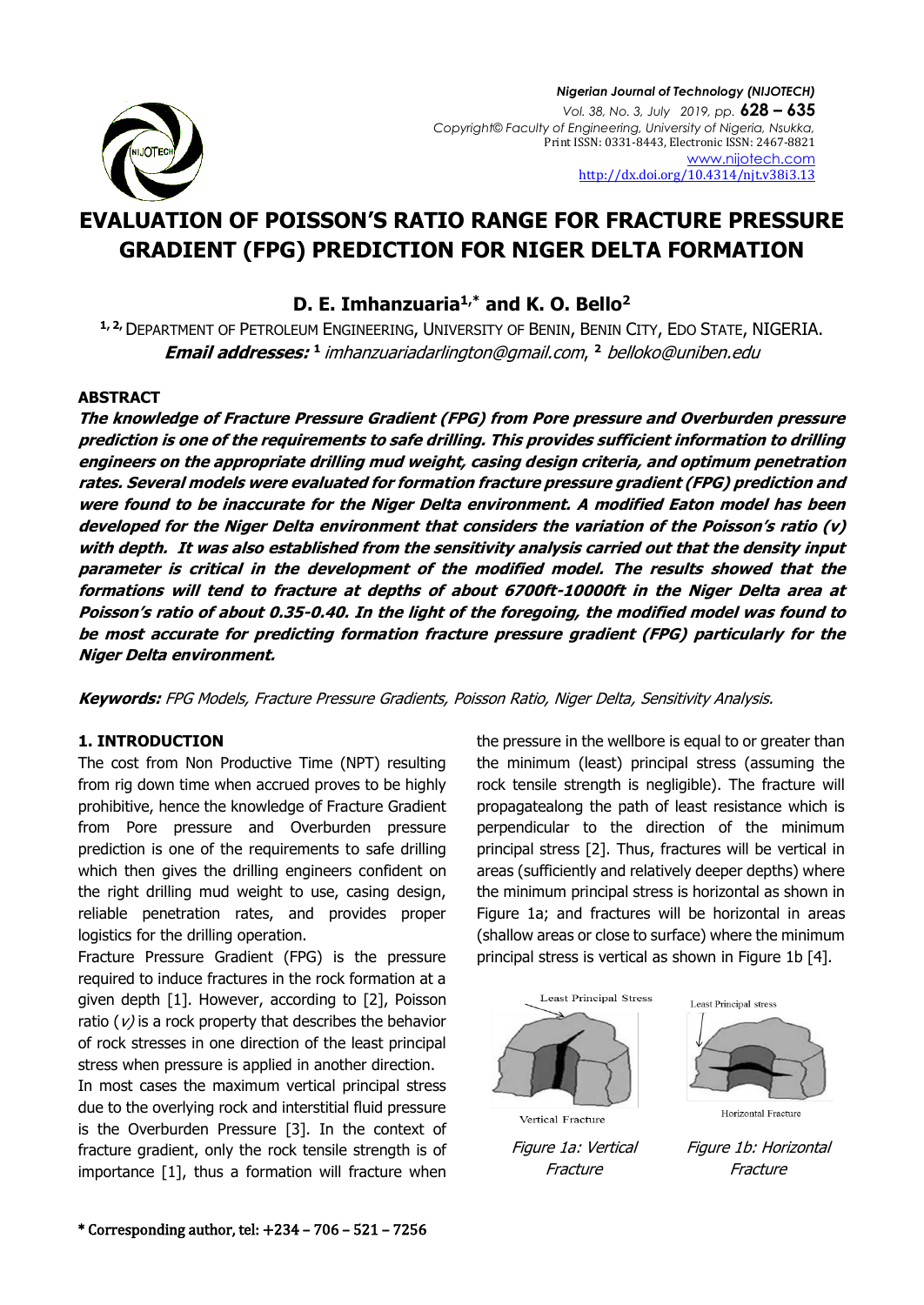# EVALUATION OF POISSON'S RATIO RANGE FOR FRACTURE PRESSURE GRADIENT (FPG) PREDICTION FOR NIGER DELTA FORMATION

**D. E. Imhanzuaria[1,*] and K. O. Bello[2]**

[1, 2] DEPARTMENT OF PETROLEUM ENGINEERING, UNIVERSITY OF BENIN, BENIN CITY, EDO STATE, NIGERIA.
***Email addresses:*** [1] *imhanzuariadarlington@gmail.com*, [2] *belloko@uniben.edu*

### ABSTRACT

***The knowledge of Fracture Pressure Gradient (FPG) from Pore pressure and Overburden pressure prediction is one of the requirements to safe drilling. This provides sufficient information to drilling engineers on the appropriate drilling mud weight, casing design criteria, and optimum penetration rates. Several models were evaluated for formation fracture pressure gradient (FPG) prediction and were found to be inaccurate for the Niger Delta environment. A modified Eaton model has been developed for the Niger Delta environment that considers the variation of the Poisson's ratio (v) with depth. It was also established from the sensitivity analysis carried out that the density input parameter is critical in the development of the modified model. The results showed that the formations will tend to fracture at depths of about 6700ft-10000ft in the Niger Delta area at Poisson's ratio of about 0.35-0.40. In the light of the foregoing, the modified model was found to be most accurate for predicting formation fracture pressure gradient (FPG) particularly for the Niger Delta environment.***

***Keywords:*** *FPG Models, Fracture Pressure Gradients, Poisson Ratio, Niger Delta, Sensitivity Analysis.*

### 1. INTRODUCTION

The cost from Non Productive Time (NPT) resulting from rig down time when accrued proves to be highly prohibitive, hence the knowledge of Fracture Gradient from Pore pressure and Overburden pressure prediction is one of the requirements to safe drilling which then gives the drilling engineers confident on the right drilling mud weight to use, casing design, reliable penetration rates, and provides proper logistics for the drilling operation.

Fracture Pressure Gradient (FPG) is the pressure required to induce fractures in the rock formation at a given depth [1]. However, according to [2], Poisson ratio ($v$) is a rock property that describes the behavior of rock stresses in one direction of the least principal stress when pressure is applied in another direction.

In most cases the maximum vertical principal stress due to the overlying rock and interstitial fluid pressure is the Overburden Pressure [3]. In the context of fracture gradient, only the rock tensile strength is of importance [1], thus a formation will fracture when the pressure in the wellbore is equal to or greater than the minimum (least) principal stress (assuming the rock tensile strength is negligible). The fracture will propagatealong the path of least resistance which is perpendicular to the direction of the minimum principal stress [2]. Thus, fractures will be vertical in areas (sufficiently and relatively deeper depths) where the minimum principal stress is horizontal as shown in Figure 1a; and fractures will be horizontal in areas (shallow areas or close to surface) where the minimum principal stress is vertical as shown in Figure 1b [4].

Least Principal Stress

Vertical Fracture

*Figure 1a: Vertical Fracture*

Least Principal stress

Horizontal Fracture

*Figure 1b: Horizontal Fracture*

\* Corresponding author, tel: +234 – 706 – 521 – 7256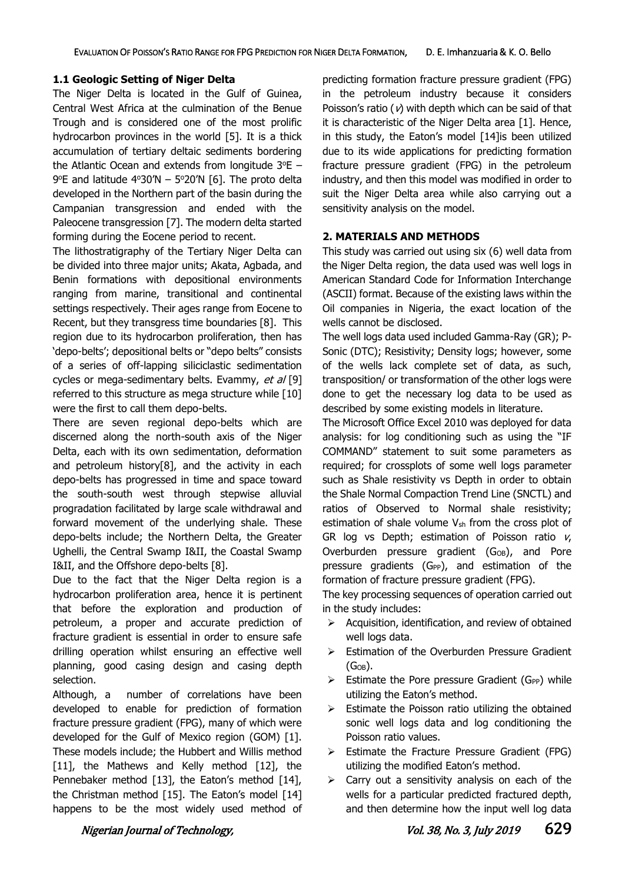### 1.1 Geologic Setting of Niger Delta

The Niger Delta is located in the Gulf of Guinea, Central West Africa at the culmination of the Benue Trough and is considered one of the most prolific hydrocarbon provinces in the world [5]. It is a thick accumulation of tertiary deltaic sediments bordering the Atlantic Ocean and extends from longitude 3°E – 9°E and latitude 4°30'N – 5°20'N [6]. The proto delta developed in the Northern part of the basin during the Campanian transgression and ended with the Paleocene transgression [7]. The modern delta started forming during the Eocene period to recent.

The lithostratigraphy of the Tertiary Niger Delta can be divided into three major units; Akata, Agbada, and Benin formations with depositional environments ranging from marine, transitional and continental settings respectively. Their ages range from Eocene to Recent, but they transgress time boundaries [8]. This region due to its hydrocarbon proliferation, then has 'depo-belts'; depositional belts or "depo belts" consists of a series of off-lapping siliciclastic sedimentation cycles or mega-sedimentary belts. Evammy, *et al* [9] referred to this structure as mega structure while [10] were the first to call them depo-belts.

There are seven regional depo-belts which are discerned along the north-south axis of the Niger Delta, each with its own sedimentation, deformation and petroleum history[8], and the activity in each depo-belts has progressed in time and space toward the south-south west through stepwise alluvial progradation facilitated by large scale withdrawal and forward movement of the underlying shale. These depo-belts include; the Northern Delta, the Greater Ughelli, the Central Swamp I&II, the Coastal Swamp I&II, and the Offshore depo-belts [8].

Due to the fact that the Niger Delta region is a hydrocarbon proliferation area, hence it is pertinent that before the exploration and production of petroleum, a proper and accurate prediction of fracture gradient is essential in order to ensure safe drilling operation whilst ensuring an effective well planning, good casing design and casing depth selection.

Although, a number of correlations have been developed to enable for prediction of formation fracture pressure gradient (FPG), many of which were developed for the Gulf of Mexico region (GOM) [1]. These models include; the Hubbert and Willis method [11], the Mathews and Kelly method [12], the Pennebaker method [13], the Eaton's method [14], the Christman method [15]. The Eaton's model [14] happens to be the most widely used method of predicting formation fracture pressure gradient (FPG) in the petroleum industry because it considers Poisson's ratio ($v$) with depth which can be said of that it is characteristic of the Niger Delta area [1]. Hence, in this study, the Eaton's model [14]is been utilized due to its wide applications for predicting formation fracture pressure gradient (FPG) in the petroleum industry, and then this model was modified in order to suit the Niger Delta area while also carrying out a sensitivity analysis on the model.

## 2. MATERIALS AND METHODS

This study was carried out using six (6) well data from the Niger Delta region, the data used was well logs in American Standard Code for Information Interchange (ASCII) format. Because of the existing laws within the Oil companies in Nigeria, the exact location of the wells cannot be disclosed.

The well logs data used included Gamma-Ray (GR); P-Sonic (DTC); Resistivity; Density logs; however, some of the wells lack complete set of data, as such, transposition/ or transformation of the other logs were done to get the necessary log data to be used as described by some existing models in literature.

The Microsoft Office Excel 2010 was deployed for data analysis: for log conditioning such as using the "IF COMMAND" statement to suit some parameters as required; for crossplots of some well logs parameter such as Shale resistivity vs Depth in order to obtain the Shale Normal Compaction Trend Line (SNCTL) and ratios of Observed to Normal shale resistivity; estimation of shale volume $V_{sh}$ from the cross plot of GR log vs Depth; estimation of Poisson ratio $v$, Overburden pressure gradient ($G_{OB}$), and Pore pressure gradients ($G_{PP}$), and estimation of the formation of fracture pressure gradient (FPG).

The key processing sequences of operation carried out in the study includes:

- Acquisition, identification, and review of obtained well logs data.
- Estimation of the Overburden Pressure Gradient ($G_{OB}$).
- Estimate the Pore pressure Gradient ($G_{PP}$) while utilizing the Eaton's method.
- Estimate the Poisson ratio utilizing the obtained sonic well logs data and log conditioning the Poisson ratio values.
- Estimate the Fracture Pressure Gradient (FPG) utilizing the modified Eaton's method.
- Carry out a sensitivity analysis on each of the wells for a particular predicted fractured depth, and then determine how the input well log data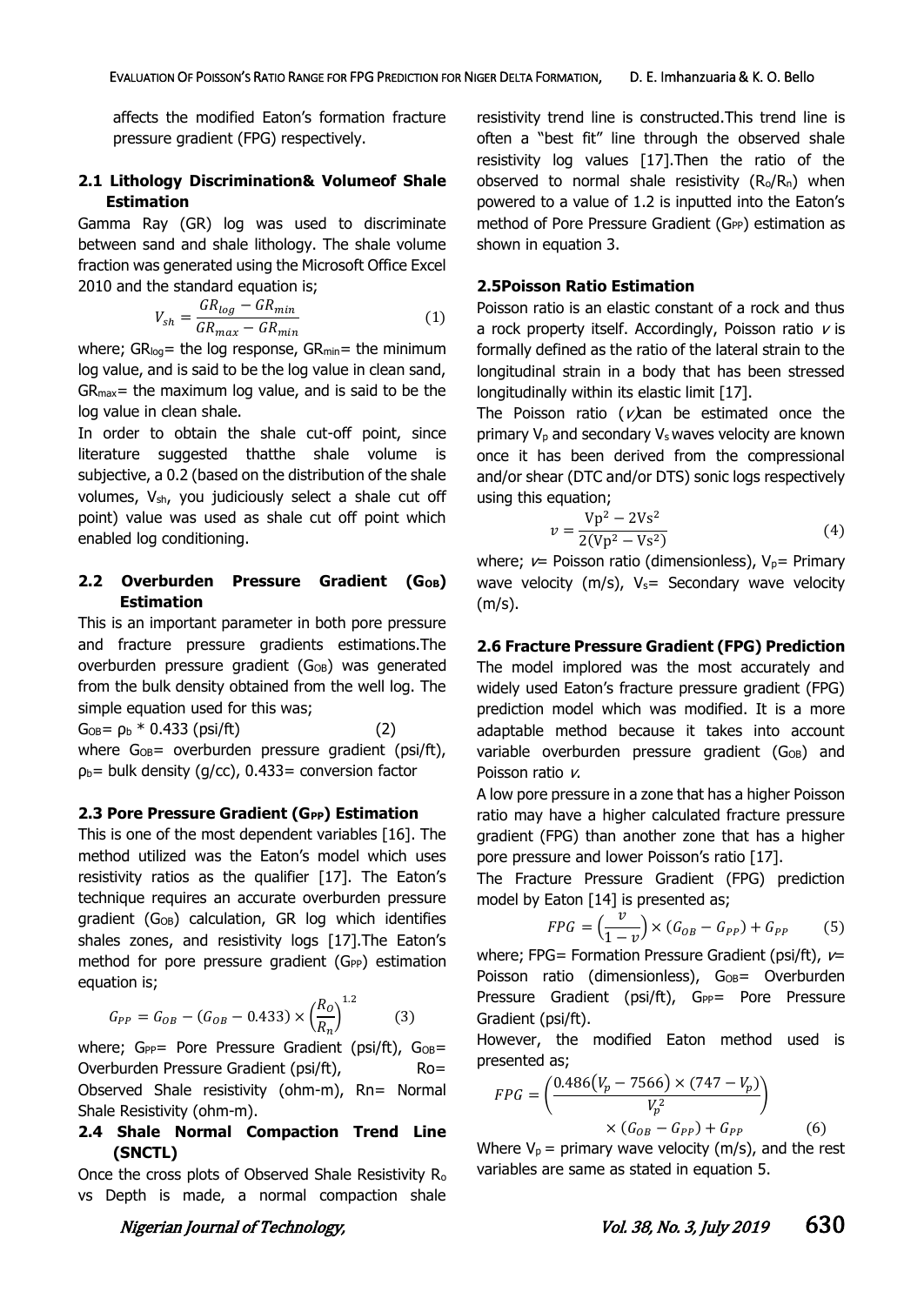affects the modified Eaton's formation fracture pressure gradient (FPG) respectively.

### 2.1 Lithology Discrimination& Volumeof Shale Estimation

Gamma Ray (GR) log was used to discriminate between sand and shale lithology. The shale volume fraction was generated using the Microsoft Office Excel 2010 and the standard equation is;

$$V_{sh} = \frac{GR_{log} - GR_{min}}{GR_{max} - GR_{min}} \quad (1)$$

where; $GR_{log}$= the log response, $GR_{min}$= the minimum log value, and is said to be the log value in clean sand, $GR_{max}$= the maximum log value, and is said to be the log value in clean shale.

In order to obtain the shale cut-off point, since literature suggested thatthe shale volume is subjective, a 0.2 (based on the distribution of the shale volumes, $V_{sh}$, you judiciously select a shale cut off point) value was used as shale cut off point which enabled log conditioning.

### 2.2 Overburden Pressure Gradient ($G_{OB}$) Estimation

This is an important parameter in both pore pressure and fracture pressure gradients estimations.The overburden pressure gradient ($G_{OB}$) was generated from the bulk density obtained from the well log. The simple equation used for this was;

$$G_{OB} = \rho_b * 0.433 \text{ (psi/ft)} \quad (2)$$

where $G_{OB}$= overburden pressure gradient (psi/ft), $\rho_b$= bulk density (g/cc), 0.433= conversion factor

### 2.3 Pore Pressure Gradient ($G_{PP}$) Estimation

This is one of the most dependent variables [16]. The method utilized was the Eaton's model which uses resistivity ratios as the qualifier [17]. The Eaton's technique requires an accurate overburden pressure gradient ($G_{OB}$) calculation, GR log which identifies shales zones, and resistivity logs [17].The Eaton's method for pore pressure gradient ($G_{PP}$) estimation equation is;

$$G_{PP} = G_{OB} - (G_{OB} - 0.433) \times \left(\frac{R_o}{R_n}\right)^{1.2} \quad (3)$$

where; $G_{PP}$= Pore Pressure Gradient (psi/ft), $G_{OB}$= Overburden Pressure Gradient (psi/ft), Ro= Observed Shale resistivity (ohm-m), Rn= Normal Shale Resistivity (ohm-m).

### 2.4 Shale Normal Compaction Trend Line (SNCTL)

Once the cross plots of Observed Shale Resistivity $R_o$ vs Depth is made, a normal compaction shale resistivity trend line is constructed.This trend line is often a "best fit" line through the observed shale resistivity log values [17].Then the ratio of the observed to normal shale resistivity ($R_o/R_n$) when powered to a value of 1.2 is inputted into the Eaton's method of Pore Pressure Gradient ($G_{PP}$) estimation as shown in equation 3.

### 2.5Poisson Ratio Estimation

Poisson ratio is an elastic constant of a rock and thus a rock property itself. Accordingly, Poisson ratio $v$ is formally defined as the ratio of the lateral strain to the longitudinal strain in a body that has been stressed longitudinally within its elastic limit [17].

The Poisson ratio ($v$)can be estimated once the primary $V_p$ and secondary $V_s$ waves velocity are known once it has been derived from the compressional and/or shear (DTC and/or DTS) sonic logs respectively using this equation;

$$v = \frac{Vp^2 - 2Vs^2}{2(Vp^2 - Vs^2)} \quad (4)$$

where; $v$= Poisson ratio (dimensionless), $V_p$= Primary wave velocity (m/s), $V_s$= Secondary wave velocity (m/s).

### 2.6 Fracture Pressure Gradient (FPG) Prediction

The model implored was the most accurately and widely used Eaton's fracture pressure gradient (FPG) prediction model which was modified. It is a more adaptable method because it takes into account variable overburden pressure gradient ($G_{OB}$) and Poisson ratio $v$.

A low pore pressure in a zone that has a higher Poisson ratio may have a higher calculated fracture pressure gradient (FPG) than another zone that has a higher pore pressure and lower Poisson's ratio [17].

The Fracture Pressure Gradient (FPG) prediction model by Eaton [14] is presented as;

$$FPG = \left(\frac{v}{1-v}\right) \times (G_{OB} - G_{PP}) + G_{PP} \quad (5)$$

where; FPG= Formation Pressure Gradient (psi/ft), $v$= Poisson ratio (dimensionless), $G_{OB}$= Overburden Pressure Gradient (psi/ft), $G_{PP}$= Pore Pressure Gradient (psi/ft).

However, the modified Eaton method used is presented as;

$$FPG = \left(\frac{0.486(V_p - 7566) \times (747 - V_p)}{V_p^2}\right) \times (G_{OB} - G_{PP}) + G_{PP} \quad (6)$$

Where $V_p$ = primary wave velocity (m/s), and the rest variables are same as stated in equation 5.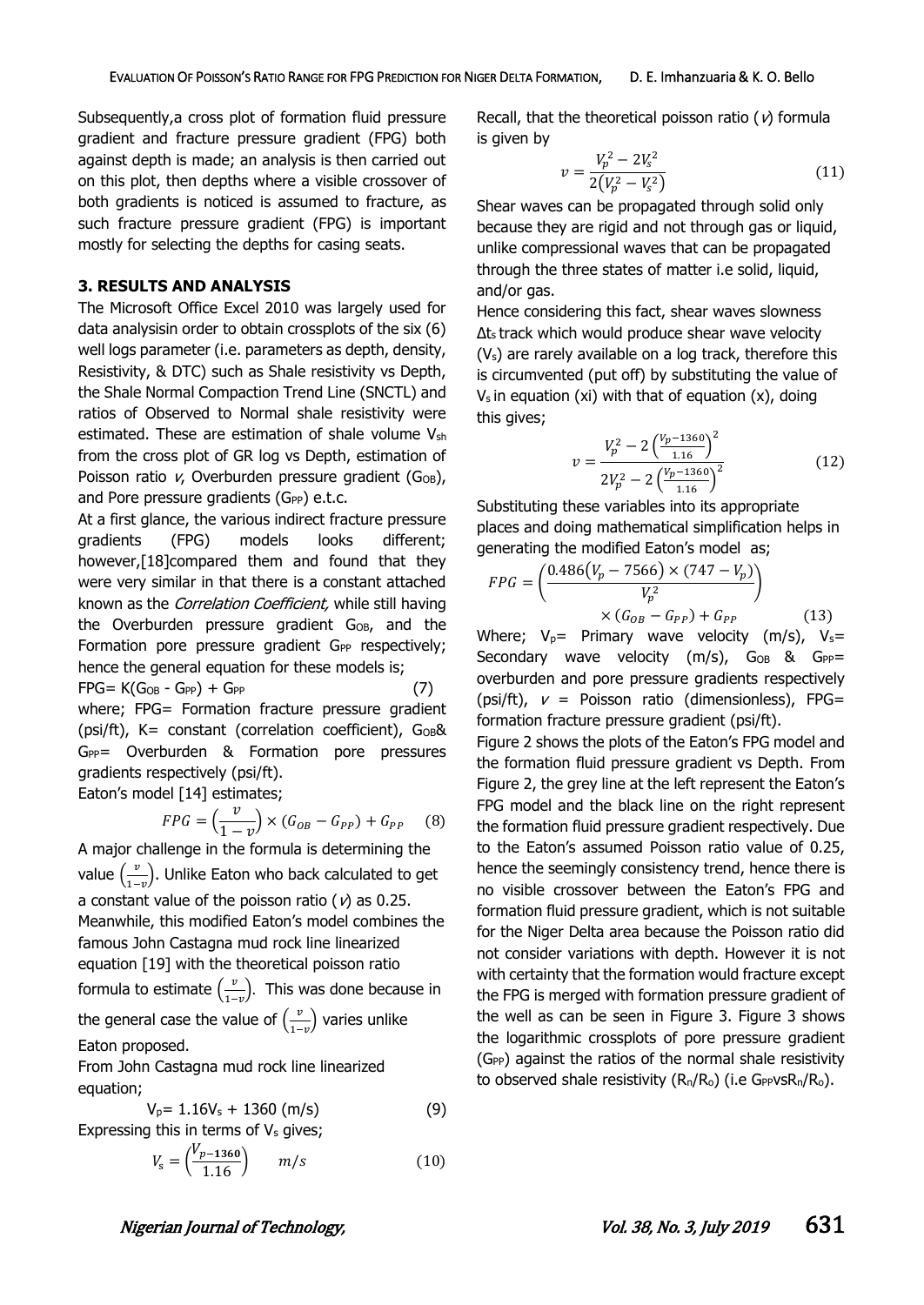Subsequently,a cross plot of formation fluid pressure gradient and fracture pressure gradient (FPG) both against depth is made; an analysis is then carried out on this plot, then depths where a visible crossover of both gradients is noticed is assumed to fracture, as such fracture pressure gradient (FPG) is important mostly for selecting the depths for casing seats.

## 3. RESULTS AND ANALYSIS

The Microsoft Office Excel 2010 was largely used for data analysisin order to obtain crossplots of the six (6) well logs parameter (i.e. parameters as depth, density, Resistivity, & DTC) such as Shale resistivity vs Depth, the Shale Normal Compaction Trend Line (SNCTL) and ratios of Observed to Normal shale resistivity were estimated. These are estimation of shale volume $V_{sh}$ from the cross plot of GR log vs Depth, estimation of Poisson ratio *v*, Overburden pressure gradient ($G_{OB}$), and Pore pressure gradients ($G_{PP}$) e.t.c.

At a first glance, the various indirect fracture pressure gradients (FPG) models looks different; however,[18]compared them and found that they were very similar in that there is a constant attached known as the *Correlation Coefficient,* while still having the Overburden pressure gradient $G_{OB}$, and the Formation pore pressure gradient $G_{PP}$ respectively; hence the general equation for these models is;

$$FPG = K(G_{OB} - G_{PP}) + G_{PP} \quad (7)$$

where; FPG= Formation fracture pressure gradient (psi/ft), K= constant (correlation coefficient), $G_{OB}$& $G_{PP}$= Overburden & Formation pore pressures gradients respectively (psi/ft).

Eaton's model [14] estimates;

$$FPG = \left(\frac{v}{1-v}\right) \times (G_{OB} - G_{PP}) + G_{PP} \quad (8)$$

A major challenge in the formula is determining the value $\left(\frac{v}{1-v}\right)$. Unlike Eaton who back calculated to get a constant value of the poisson ratio ($v$) as 0.25.

Meanwhile, this modified Eaton's model combines the famous John Castagna mud rock line linearized equation [19] with the theoretical poisson ratio formula to estimate $\left(\frac{v}{1-v}\right)$. This was done because in the general case the value of $\left(\frac{v}{1-v}\right)$ varies unlike Eaton proposed.

From John Castagna mud rock line linearized equation;

$$V_p = 1.16V_s + 1360 \text{ (m/s)} \quad (9)$$

Expressing this in terms of $V_s$ gives;

$$V_s = \left(\frac{V_p - 1360}{1.16}\right) \quad m/s \quad (10)$$

Recall, that the theoretical poisson ratio ($v$) formula is given by

$$v = \frac{V_p^2 - 2V_s^2}{2\left(V_p^2 - V_s^2\right)} \quad (11)$$

Shear waves can be propagated through solid only because they are rigid and not through gas or liquid, unlike compressional waves that can be propagated through the three states of matter i.e solid, liquid, and/or gas.

Hence considering this fact, shear waves slowness $\Delta t_s$ track which would produce shear wave velocity ($V_s$) are rarely available on a log track, therefore this is circumvented (put off) by substituting the value of $V_s$ in equation (xi) with that of equation (x), doing this gives;

$$v = \frac{V_p^2 - 2\left(\frac{V_p - 1360}{1.16}\right)^2}{2V_p^2 - 2\left(\frac{V_p - 1360}{1.16}\right)^2} \quad (12)$$

Substituting these variables into its appropriate places and doing mathematical simplification helps in generating the modified Eaton's model as;

$$FPG = \left(\frac{0.486\left(V_p - 7566\right) \times (747 - V_p)}{V_p^2}\right) \times (G_{OB} - G_{PP}) + G_{PP} \quad (13)$$

Where; $V_p$= Primary wave velocity (m/s), $V_s$= Secondary wave velocity (m/s), $G_{OB}$ & $G_{PP}$= overburden and pore pressure gradients respectively (psi/ft), $v$ = Poisson ratio (dimensionless), FPG= formation fracture pressure gradient (psi/ft).

Figure 2 shows the plots of the Eaton's FPG model and the formation fluid pressure gradient vs Depth. From Figure 2, the grey line at the left represent the Eaton's FPG model and the black line on the right represent the formation fluid pressure gradient respectively. Due to the Eaton's assumed Poisson ratio value of 0.25, hence the seemingly consistency trend, hence there is no visible crossover between the Eaton's FPG and formation fluid pressure gradient, which is not suitable for the Niger Delta area because the Poisson ratio did not consider variations with depth. However it is not with certainty that the formation would fracture except the FPG is merged with formation pressure gradient of the well as can be seen in Figure 3. Figure 3 shows the logarithmic crossplots of pore pressure gradient ($G_{PP}$) against the ratios of the normal shale resistivity to observed shale resistivity ($R_n/R_o$) (i.e $G_{PP}$vs$R_n/R_o$).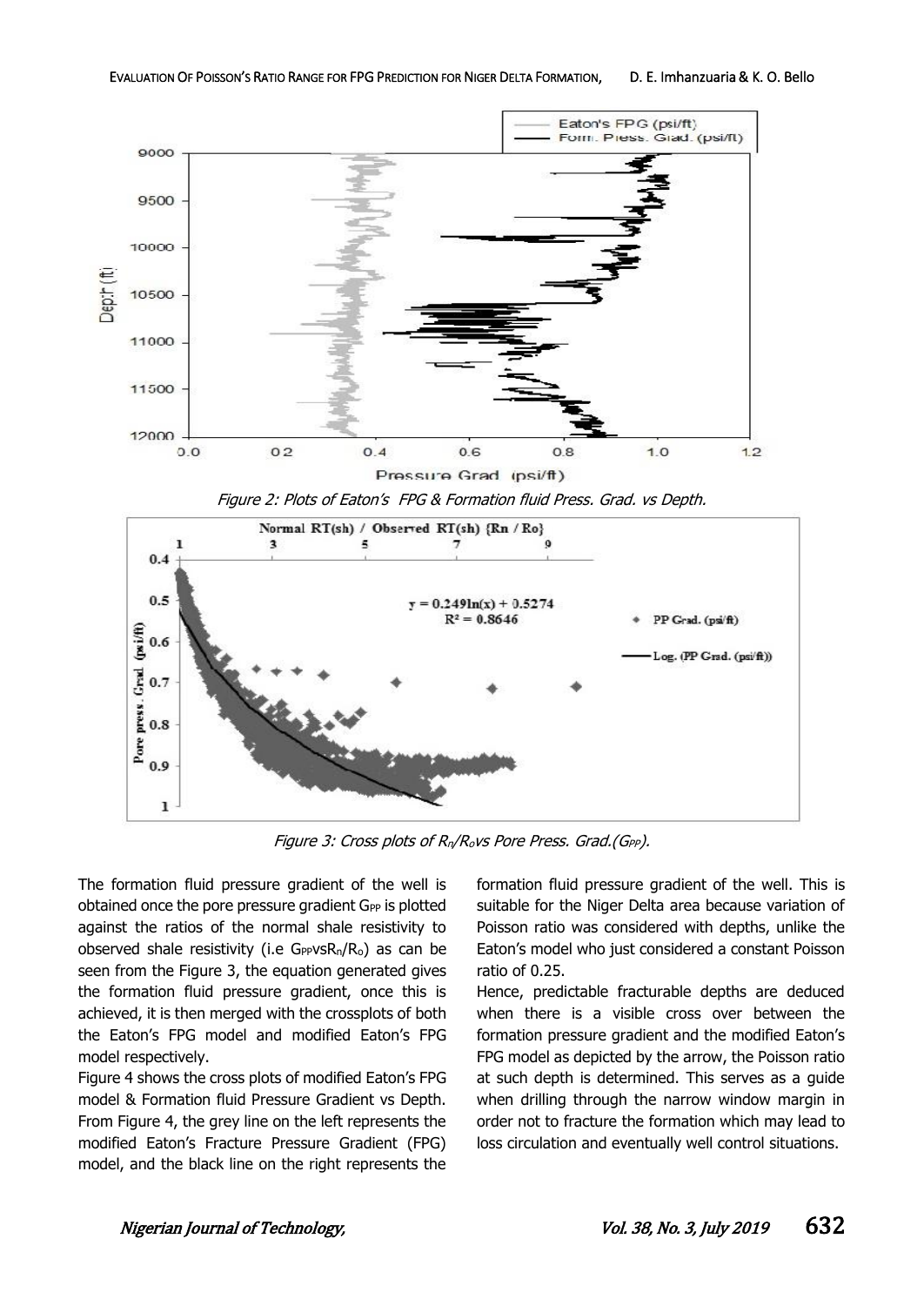Figure 2: Plots of Eaton's FPG & Formation fluid Press. Grad. vs Depth.

Figure 3: Cross plots of $R_n/R_o$ vs Pore Press. Grad.($G_{PP}$).

The formation fluid pressure gradient of the well is obtained once the pore pressure gradient $G_{PP}$ is plotted against the ratios of the normal shale resistivity to observed shale resistivity (i.e $G_{PP}$ vs $R_n/R_o$) as can be seen from the Figure 3, the equation generated gives the formation fluid pressure gradient, once this is achieved, it is then merged with the crossplots of both the Eaton's FPG model and modified Eaton's FPG model respectively.

Figure 4 shows the cross plots of modified Eaton's FPG model & Formation fluid Pressure Gradient vs Depth. From Figure 4, the grey line on the left represents the modified Eaton's Fracture Pressure Gradient (FPG) model, and the black line on the right represents the formation fluid pressure gradient of the well. This is suitable for the Niger Delta area because variation of Poisson ratio was considered with depths, unlike the Eaton's model who just considered a constant Poisson ratio of 0.25.

Hence, predictable fracturable depths are deduced when there is a visible cross over between the formation pressure gradient and the modified Eaton's FPG model as depicted by the arrow, the Poisson ratio at such depth is determined. This serves as a guide when drilling through the narrow window margin in order not to fracture the formation which may lead to loss circulation and eventually well control situations.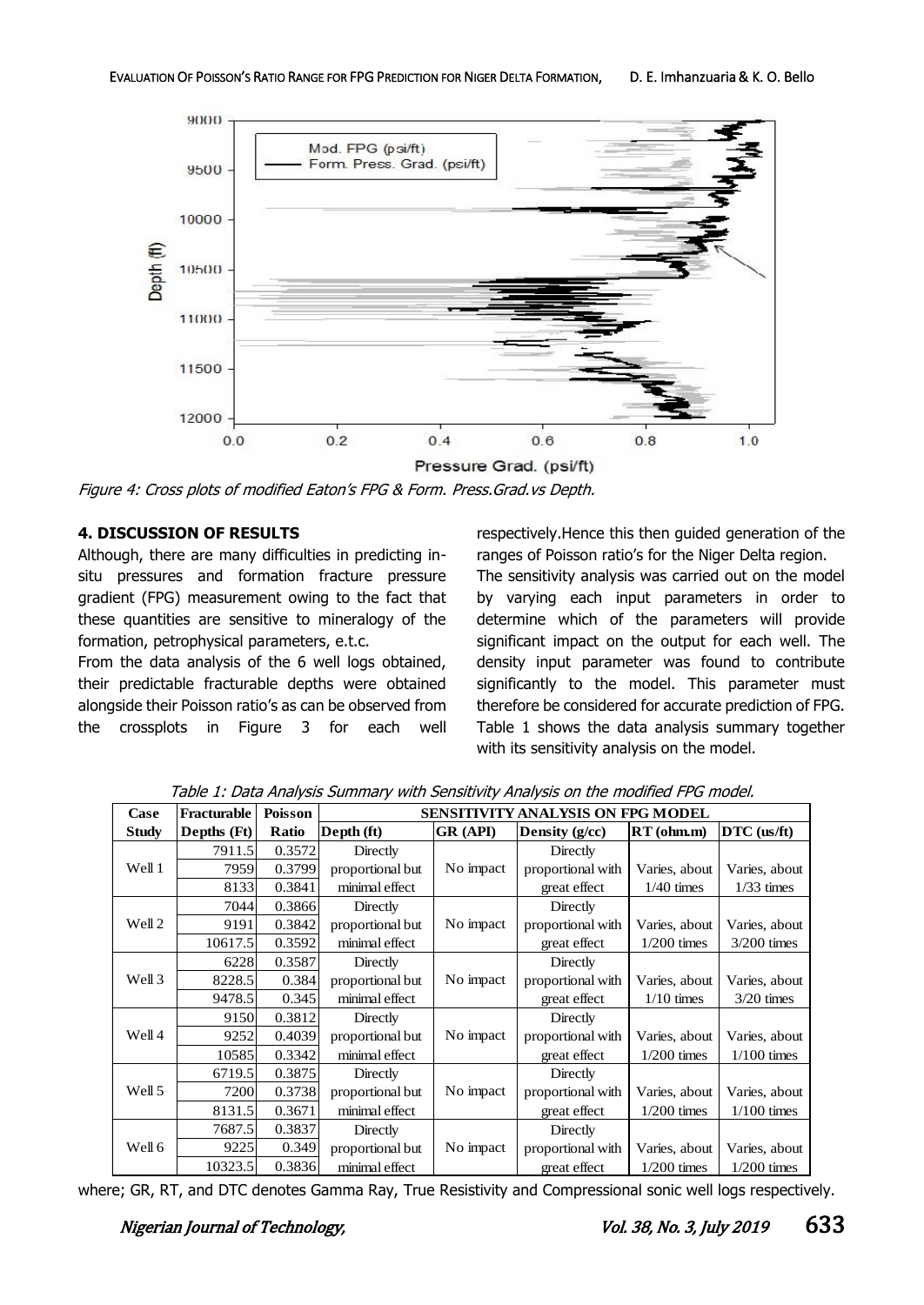Figure 4: Cross plots of modified Eaton's FPG & Form. Press.Grad.vs Depth.

## 4. DISCUSSION OF RESULTS

Although, there are many difficulties in predicting in-situ pressures and formation fracture pressure gradient (FPG) measurement owing to the fact that these quantities are sensitive to mineralogy of the formation, petrophysical parameters, e.t.c.

From the data analysis of the 6 well logs obtained, their predictable fracturable depths were obtained alongside their Poisson ratio's as can be observed from the crossplots in Figure 3 for each well respectively.Hence this then guided generation of the ranges of Poisson ratio's for the Niger Delta region.

The sensitivity analysis was carried out on the model by varying each input parameters in order to determine which of the parameters will provide significant impact on the output for each well. The density input parameter was found to contribute significantly to the model. This parameter must therefore be considered for accurate prediction of FPG. Table 1 shows the data analysis summary together with its sensitivity analysis on the model.

Table 1: Data Analysis Summary with Sensitivity Analysis on the modified FPG model.

| Case Study | Fracturable Depths (Ft) | Poisson Ratio | SENSITIVITY ANALYSIS ON FPG MODEL | | | | |
|---|---|---|---|---|---|---|---|
| | | | Depth (ft) | GR (API) | Density (g/cc) | RT (ohm.m) | DTC (us/ft) |
| Well 1 | 7911.5 | 0.3572 | Directly proportional but minimal effect | No impact | Directly proportional with great effect | Varies, about 1/40 times | Varies, about 1/33 times |
| | 7959 | 0.3799 | | | | | |
| | 8133 | 0.3841 | | | | | |
| Well 2 | 7044 | 0.3866 | Directly proportional but minimal effect | No impact | Directly proportional with great effect | Varies, about 1/200 times | Varies, about 3/200 times |
| | 9191 | 0.3842 | | | | | |
| | 10617.5 | 0.3592 | | | | | |
| Well 3 | 6228 | 0.3587 | Directly proportional but minimal effect | No impact | Directly proportional with great effect | Varies, about 1/10 times | Varies, about 3/20 times |
| | 8228.5 | 0.384 | | | | | |
| | 9478.5 | 0.345 | | | | | |
| Well 4 | 9150 | 0.3812 | Directly proportional but minimal effect | No impact | Directly proportional with great effect | Varies, about 1/200 times | Varies, about 1/100 times |
| | 9252 | 0.4039 | | | | | |
| | 10585 | 0.3342 | | | | | |
| Well 5 | 6719.5 | 0.3875 | Directly proportional but minimal effect | No impact | Directly proportional with great effect | Varies, about 1/200 times | Varies, about 1/100 times |
| | 7200 | 0.3738 | | | | | |
| | 8131.5 | 0.3671 | | | | | |
| Well 6 | 7687.5 | 0.3837 | Directly proportional but minimal effect | No impact | Directly proportional with great effect | Varies, about 1/200 times | Varies, about 1/200 times |
| | 9225 | 0.349 | | | | | |
| | 10323.5 | 0.3836 | | | | | |

where; GR, RT, and DTC denotes Gamma Ray, True Resistivity and Compressional sonic well logs respectively.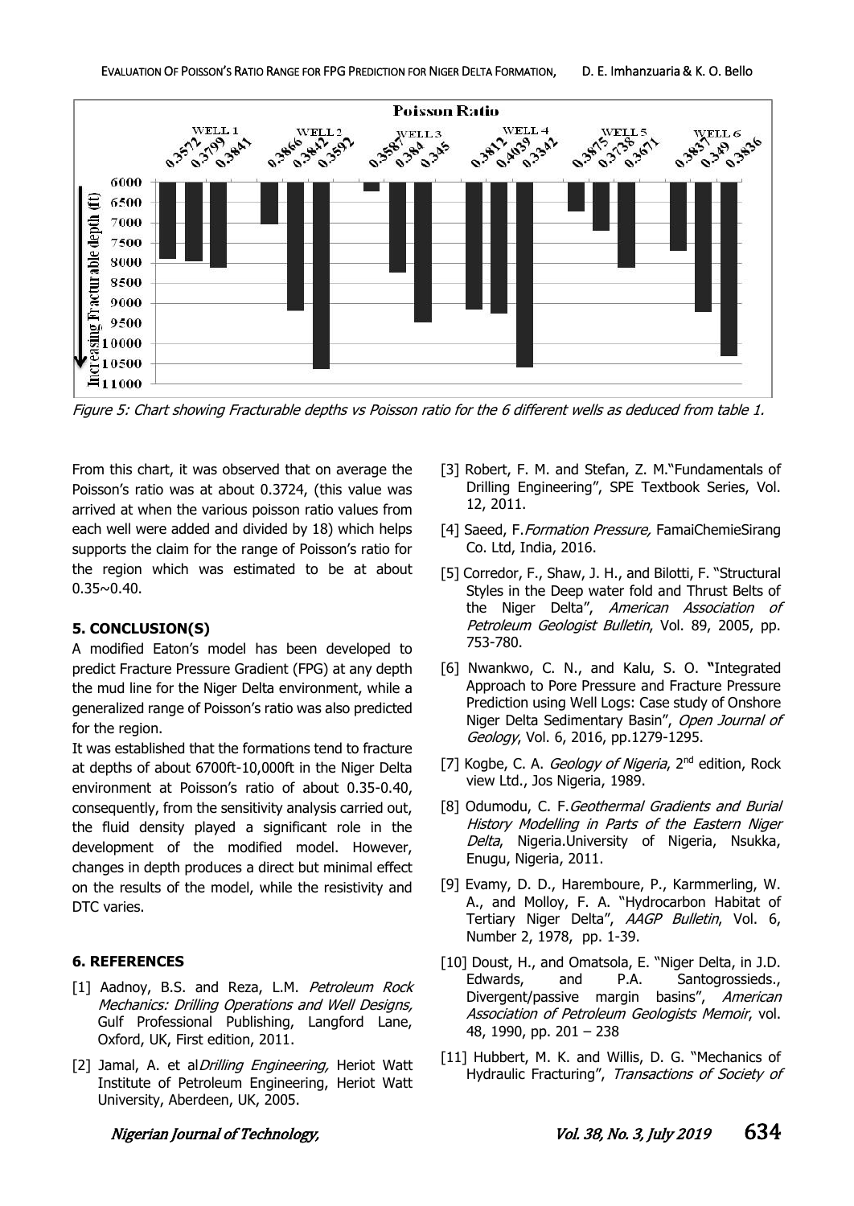Figure 5: Chart showing Fracturable depths vs Poisson ratio for the 6 different wells as deduced from table 1.

From this chart, it was observed that on average the Poisson's ratio was at about 0.3724, (this value was arrived at when the various poisson ratio values from each well were added and divided by 18) which helps supports the claim for the range of Poisson's ratio for the region which was estimated to be at about 0.35~0.40.

## 5. CONCLUSION(S)

A modified Eaton's model has been developed to predict Fracture Pressure Gradient (FPG) at any depth the mud line for the Niger Delta environment, while a generalized range of Poisson's ratio was also predicted for the region.

It was established that the formations tend to fracture at depths of about 6700ft-10,000ft in the Niger Delta environment at Poisson's ratio of about 0.35-0.40, consequently, from the sensitivity analysis carried out, the fluid density played a significant role in the development of the modified model. However, changes in depth produces a direct but minimal effect on the results of the model, while the resistivity and DTC varies.

## 6. REFERENCES

[1] Aadnoy, B.S. and Reza, L.M. *Petroleum Rock Mechanics: Drilling Operations and Well Designs,* Gulf Professional Publishing, Langford Lane, Oxford, UK, First edition, 2011.

[2] Jamal, A. et al*Drilling Engineering,* Heriot Watt Institute of Petroleum Engineering, Heriot Watt University, Aberdeen, UK, 2005.

[3] Robert, F. M. and Stefan, Z. M."Fundamentals of Drilling Engineering", SPE Textbook Series, Vol. 12, 2011.

[4] Saeed, F.*Formation Pressure,* FamaiChemieSirang Co. Ltd, India, 2016.

[5] Corredor, F., Shaw, J. H., and Bilotti, F. "Structural Styles in the Deep water fold and Thrust Belts of the Niger Delta", *American Association of Petroleum Geologist Bulletin*, Vol. 89, 2005, pp. 753-780.

[6] Nwankwo, C. N., and Kalu, S. O. "Integrated Approach to Pore Pressure and Fracture Pressure Prediction using Well Logs: Case study of Onshore Niger Delta Sedimentary Basin", *Open Journal of Geology*, Vol. 6, 2016, pp.1279-1295.

[7] Kogbe, C. A. *Geology of Nigeria*, 2nd edition, Rock view Ltd., Jos Nigeria, 1989.

[8] Odumodu, C. F.*Geothermal Gradients and Burial History Modelling in Parts of the Eastern Niger Delta*, Nigeria.University of Nigeria, Nsukka, Enugu, Nigeria, 2011.

[9] Evamy, D. D., Haremboure, P., Karmmerling, W. A., and Molloy, F. A. "Hydrocarbon Habitat of Tertiary Niger Delta", *AAGP Bulletin*, Vol. 6, Number 2, 1978, pp. 1-39.

[10] Doust, H., and Omatsola, E. "Niger Delta, in J.D. Edwards, and P.A. Santogrossieds., Divergent/passive margin basins", *American Association of Petroleum Geologists Memoir*, vol. 48, 1990, pp. 201 – 238

[11] Hubbert, M. K. and Willis, D. G. "Mechanics of Hydraulic Fracturing", *Transactions of Society of*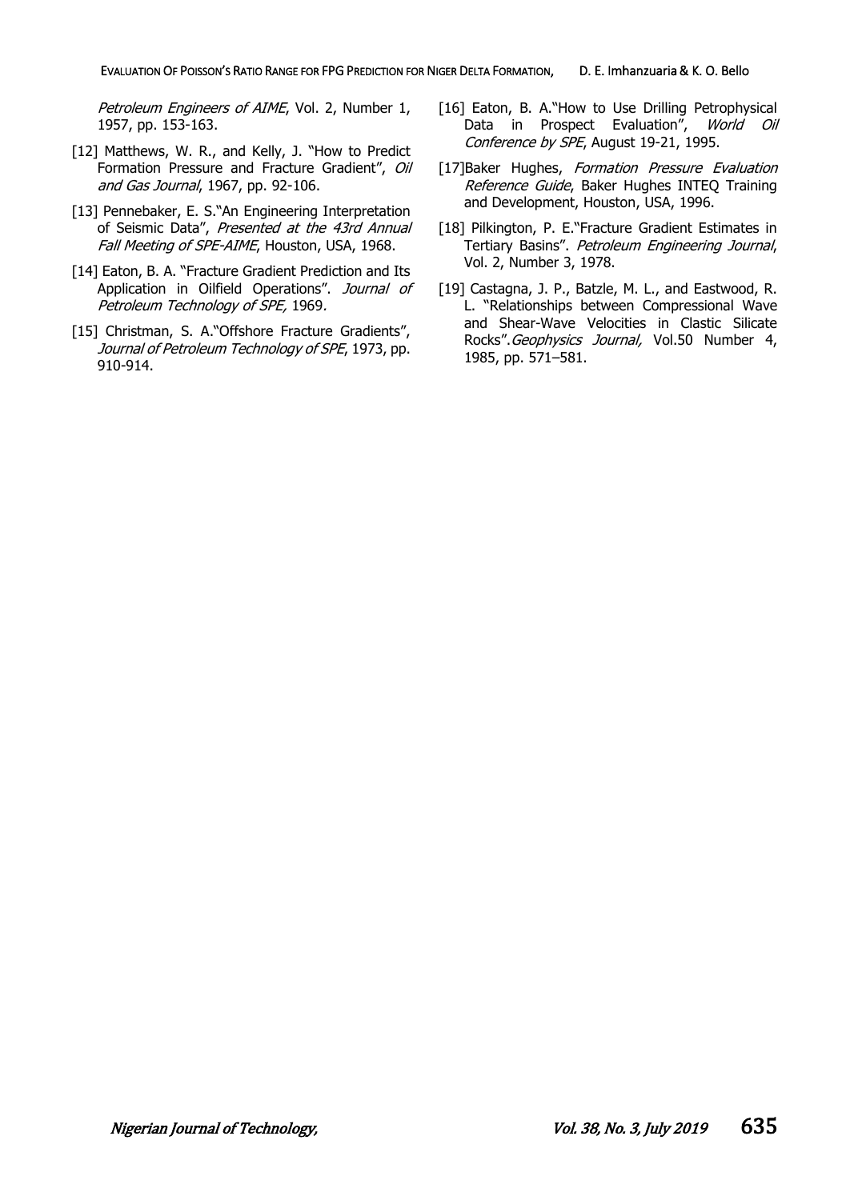*Petroleum Engineers of AIME*, Vol. 2, Number 1, 1957, pp. 153-163.

[12] Matthews, W. R., and Kelly, J. "How to Predict Formation Pressure and Fracture Gradient", *Oil and Gas Journal*, 1967, pp. 92-106.

[13] Pennebaker, E. S."An Engineering Interpretation of Seismic Data", *Presented at the 43rd Annual Fall Meeting of SPE-AIME*, Houston, USA, 1968.

[14] Eaton, B. A. "Fracture Gradient Prediction and Its Application in Oilfield Operations". *Journal of Petroleum Technology of SPE,* 1969.

[15] Christman, S. A."Offshore Fracture Gradients", *Journal of Petroleum Technology of SPE*, 1973, pp. 910-914.

[16] Eaton, B. A."How to Use Drilling Petrophysical Data in Prospect Evaluation", *World Oil Conference by SPE*, August 19-21, 1995.

[17]Baker Hughes, *Formation Pressure Evaluation Reference Guide*, Baker Hughes INTEQ Training and Development, Houston, USA, 1996.

[18] Pilkington, P. E."Fracture Gradient Estimates in Tertiary Basins". *Petroleum Engineering Journal*, Vol. 2, Number 3, 1978.

[19] Castagna, J. P., Batzle, M. L., and Eastwood, R. L. "Relationships between Compressional Wave and Shear-Wave Velocities in Clastic Silicate Rocks".*Geophysics Journal,* Vol.50 Number 4, 1985, pp. 571–581.